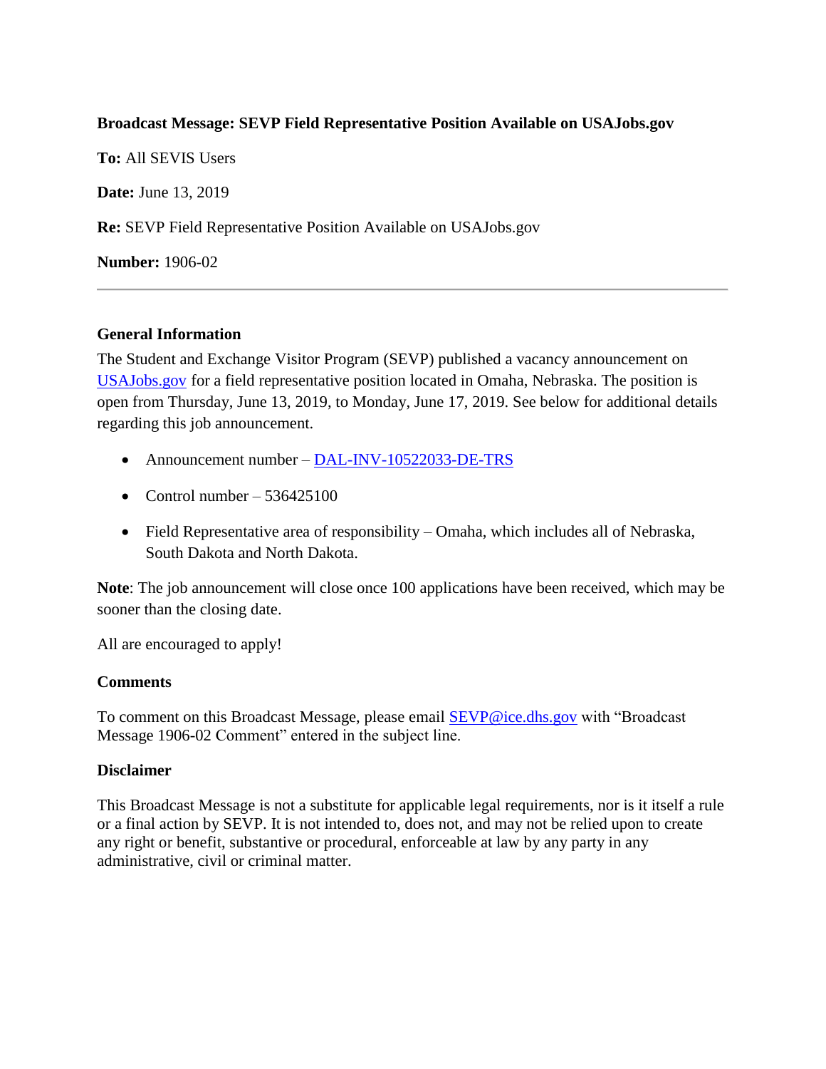**Broadcast Message: SEVP Field Representative Position Available on USAJobs.gov**

**To:** All SEVIS Users

**Date:** June 13, 2019

**Re:** SEVP Field Representative Position Available on USAJobs.gov

**Number:** 1906-02

---

## General Information

The Student and Exchange Visitor Program (SEVP) published a vacancy announcement on USAJobs.gov for a field representative position located in Omaha, Nebraska. The position is open from Thursday, June 13, 2019, to Monday, June 17, 2019. See below for additional details regarding this job announcement.

- Announcement number – DAL-INV-10522033-DE-TRS
- Control number – 536425100
- Field Representative area of responsibility – Omaha, which includes all of Nebraska, South Dakota and North Dakota.

**Note**: The job announcement will close once 100 applications have been received, which may be sooner than the closing date.

All are encouraged to apply!

## Comments

To comment on this Broadcast Message, please email SEVP@ice.dhs.gov with "Broadcast Message 1906-02 Comment" entered in the subject line.

## Disclaimer

This Broadcast Message is not a substitute for applicable legal requirements, nor is it itself a rule or a final action by SEVP. It is not intended to, does not, and may not be relied upon to create any right or benefit, substantive or procedural, enforceable at law by any party in any administrative, civil or criminal matter.